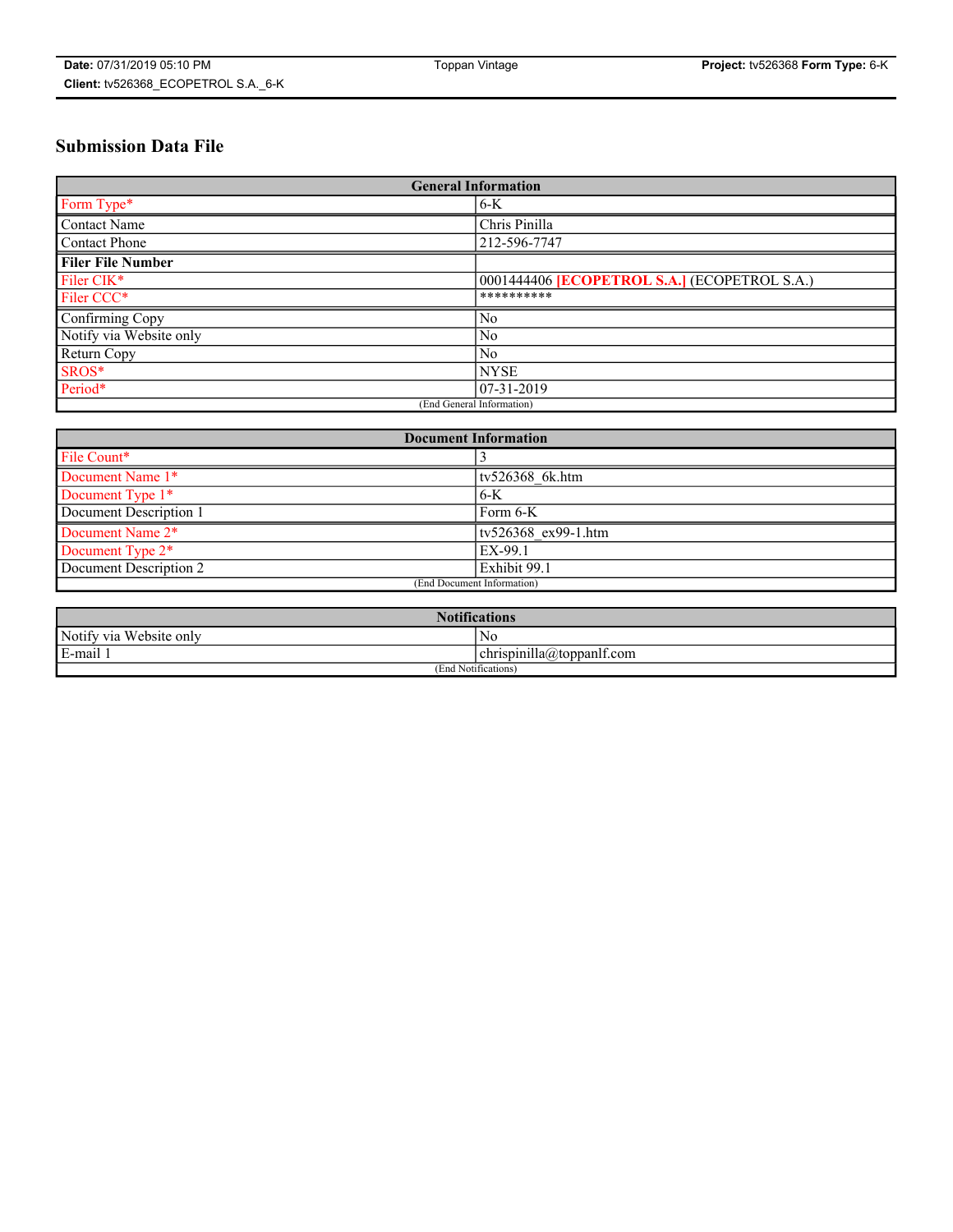## Submission Data File

| General Information | |
|---|---|
| Form Type* | 6-K |
| Contact Name | Chris Pinilla |
| Contact Phone | 212-596-7747 |
| **Filer File Number** | |
| Filer CIK* | 0001444406 **[ECOPETROL S.A.]** (ECOPETROL S.A.) |
| Filer CCC* | ********** |
| Confirming Copy | No |
| Notify via Website only | No |
| Return Copy | No |
| SROS* | NYSE |
| Period* | 07-31-2019 |
| (End General Information) | |

| Document Information | |
|---|---|
| File Count* | 3 |
| Document Name 1* | tv526368_6k.htm |
| Document Type 1* | 6-K |
| Document Description 1 | Form 6-K |
| Document Name 2* | tv526368_ex99-1.htm |
| Document Type 2* | EX-99.1 |
| Document Description 2 | Exhibit 99.1 |
| (End Document Information) | |

| Notifications | |
|---|---|
| Notify via Website only | No |
| E-mail 1 | chrispinilla@toppanlf.com |
| (End Notifications) | |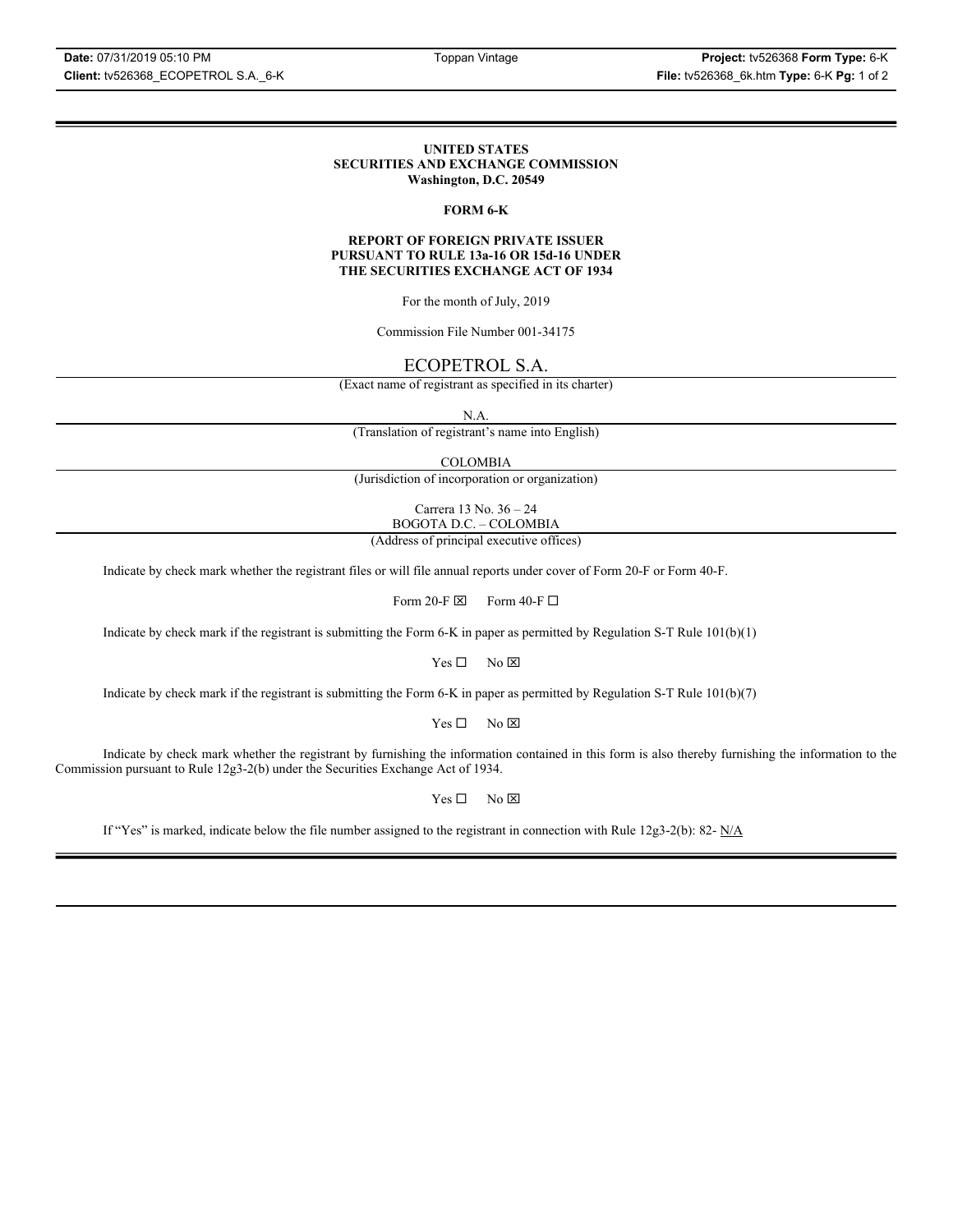**UNITED STATES**
**SECURITIES AND EXCHANGE COMMISSION**
**Washington, D.C. 20549**

**FORM 6-K**

**REPORT OF FOREIGN PRIVATE ISSUER**
**PURSUANT TO RULE 13a-16 OR 15d-16 UNDER**
**THE SECURITIES EXCHANGE ACT OF 1934**

For the month of July, 2019

Commission File Number 001-34175

ECOPETROL S.A.

(Exact name of registrant as specified in its charter)

N.A.

(Translation of registrant's name into English)

COLOMBIA

(Jurisdiction of incorporation or organization)

Carrera 13 No. 36 – 24
BOGOTA D.C. – COLOMBIA

(Address of principal executive offices)

Indicate by check mark whether the registrant files or will file annual reports under cover of Form 20-F or Form 40-F.

Form 20-F ☒ Form 40-F ☐

Indicate by check mark if the registrant is submitting the Form 6-K in paper as permitted by Regulation S-T Rule 101(b)(1)

Yes ☐ No ☒

Indicate by check mark if the registrant is submitting the Form 6-K in paper as permitted by Regulation S-T Rule 101(b)(7)

Yes ☐ No ☒

Indicate by check mark whether the registrant by furnishing the information contained in this form is also thereby furnishing the information to the Commission pursuant to Rule 12g3-2(b) under the Securities Exchange Act of 1934.

Yes ☐ No ☒

If "Yes" is marked, indicate below the file number assigned to the registrant in connection with Rule 12g3-2(b): 82- N/A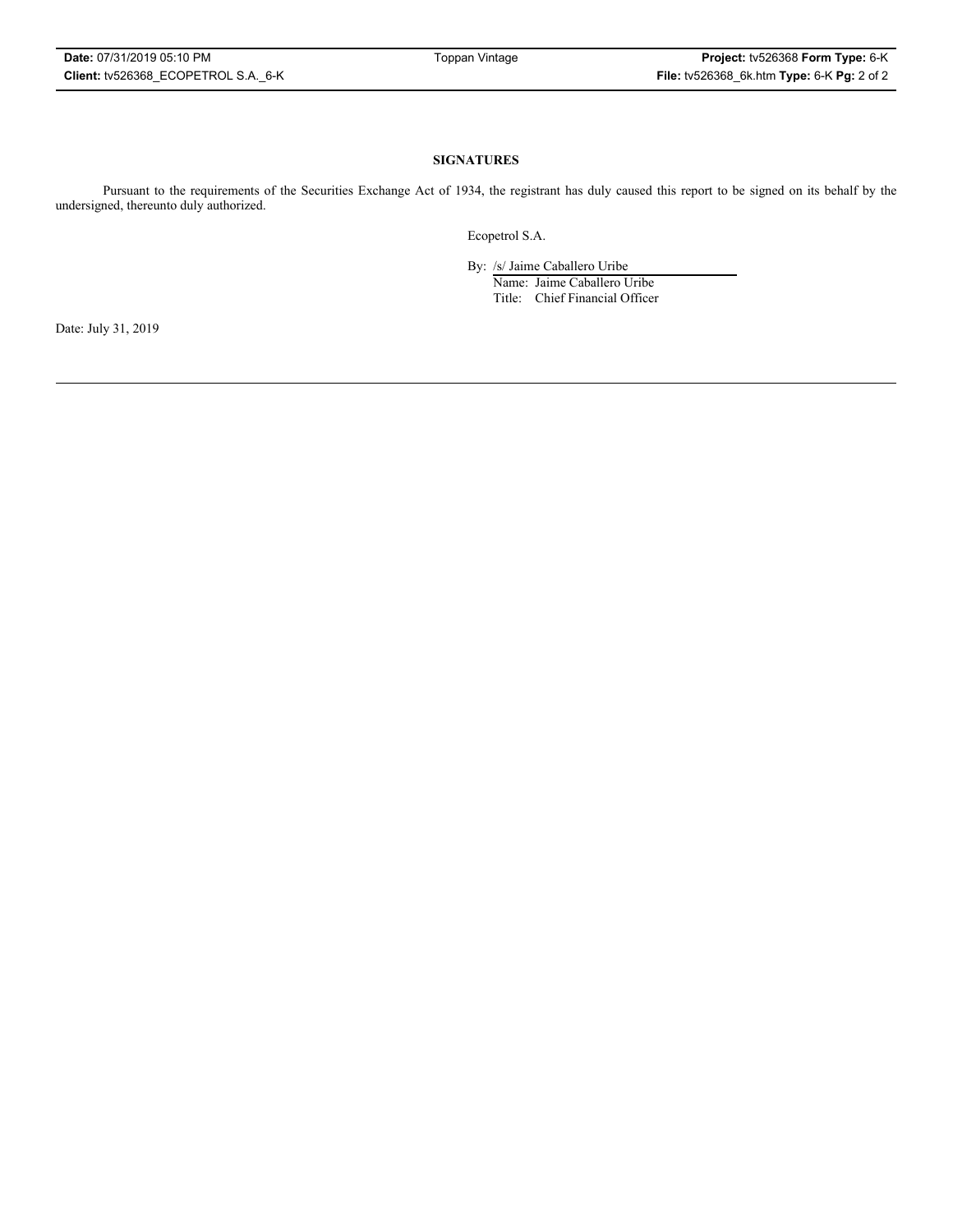**SIGNATURES**

Pursuant to the requirements of the Securities Exchange Act of 1934, the registrant has duly caused this report to be signed on its behalf by the undersigned, thereunto duly authorized.

Ecopetrol S.A.

By: /s/ Jaime Caballero Uribe
Name: Jaime Caballero Uribe
Title: Chief Financial Officer

Date: July 31, 2019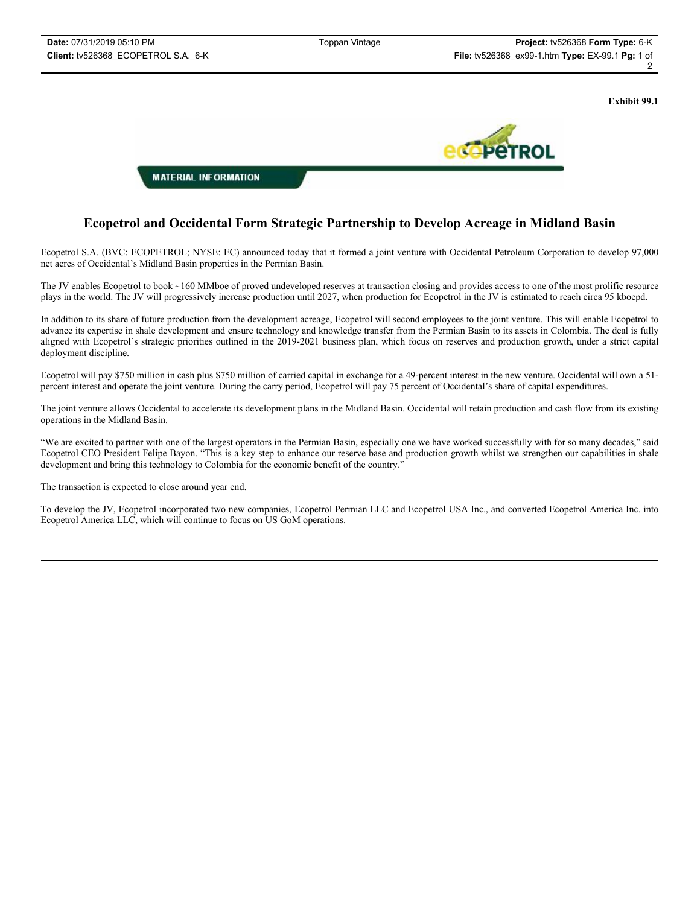**Exhibit 99.1**

**MATERIAL INFORMATION**

# Ecopetrol and Occidental Form Strategic Partnership to Develop Acreage in Midland Basin

Ecopetrol S.A. (BVC: ECOPETROL; NYSE: EC) announced today that it formed a joint venture with Occidental Petroleum Corporation to develop 97,000 net acres of Occidental's Midland Basin properties in the Permian Basin.

The JV enables Ecopetrol to book ~160 MMboe of proved undeveloped reserves at transaction closing and provides access to one of the most prolific resource plays in the world. The JV will progressively increase production until 2027, when production for Ecopetrol in the JV is estimated to reach circa 95 kboepd.

In addition to its share of future production from the development acreage, Ecopetrol will second employees to the joint venture. This will enable Ecopetrol to advance its expertise in shale development and ensure technology and knowledge transfer from the Permian Basin to its assets in Colombia. The deal is fully aligned with Ecopetrol's strategic priorities outlined in the 2019-2021 business plan, which focus on reserves and production growth, under a strict capital deployment discipline.

Ecopetrol will pay $750 million in cash plus $750 million of carried capital in exchange for a 49-percent interest in the new venture. Occidental will own a 51-percent interest and operate the joint venture. During the carry period, Ecopetrol will pay 75 percent of Occidental's share of capital expenditures.

The joint venture allows Occidental to accelerate its development plans in the Midland Basin. Occidental will retain production and cash flow from its existing operations in the Midland Basin.

"We are excited to partner with one of the largest operators in the Permian Basin, especially one we have worked successfully with for so many decades," said Ecopetrol CEO President Felipe Bayon. "This is a key step to enhance our reserve base and production growth whilst we strengthen our capabilities in shale development and bring this technology to Colombia for the economic benefit of the country."

The transaction is expected to close around year end.

To develop the JV, Ecopetrol incorporated two new companies, Ecopetrol Permian LLC and Ecopetrol USA Inc., and converted Ecopetrol America Inc. into Ecopetrol America LLC, which will continue to focus on US GoM operations.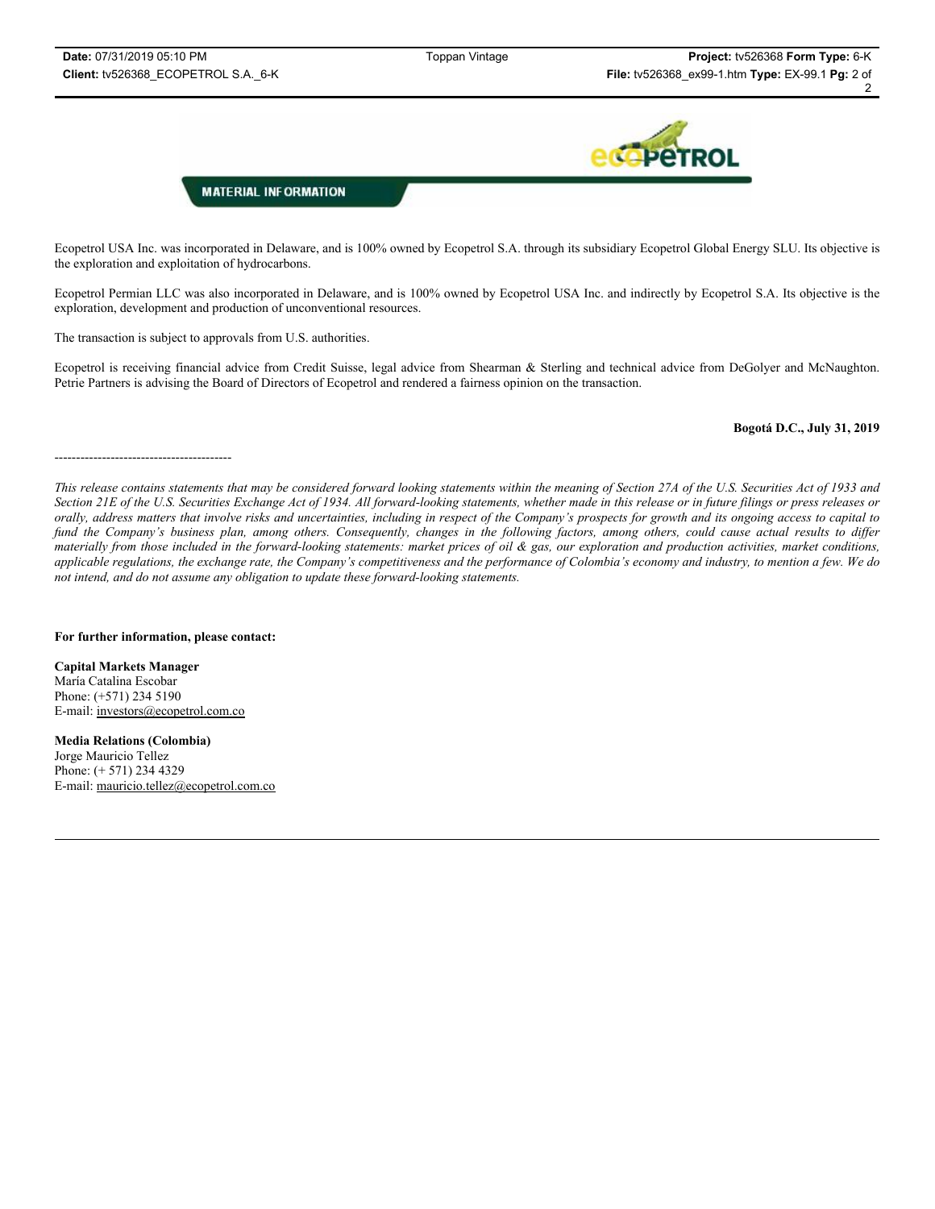**MATERIAL INFORMATION**

Ecopetrol USA Inc. was incorporated in Delaware, and is 100% owned by Ecopetrol S.A. through its subsidiary Ecopetrol Global Energy SLU. Its objective is the exploration and exploitation of hydrocarbons.

Ecopetrol Permian LLC was also incorporated in Delaware, and is 100% owned by Ecopetrol USA Inc. and indirectly by Ecopetrol S.A. Its objective is the exploration, development and production of unconventional resources.

The transaction is subject to approvals from U.S. authorities.

Ecopetrol is receiving financial advice from Credit Suisse, legal advice from Shearman & Sterling and technical advice from DeGolyer and McNaughton. Petrie Partners is advising the Board of Directors of Ecopetrol and rendered a fairness opinion on the transaction.

**Bogotá D.C., July 31, 2019**

-----------------------------------------

*This release contains statements that may be considered forward looking statements within the meaning of Section 27A of the U.S. Securities Act of 1933 and Section 21E of the U.S. Securities Exchange Act of 1934. All forward-looking statements, whether made in this release or in future filings or press releases or orally, address matters that involve risks and uncertainties, including in respect of the Company's prospects for growth and its ongoing access to capital to fund the Company's business plan, among others. Consequently, changes in the following factors, among others, could cause actual results to differ materially from those included in the forward-looking statements: market prices of oil & gas, our exploration and production activities, market conditions, applicable regulations, the exchange rate, the Company's competitiveness and the performance of Colombia's economy and industry, to mention a few. We do not intend, and do not assume any obligation to update these forward-looking statements.*

**For further information, please contact:**

**Capital Markets Manager**
María Catalina Escobar
Phone: (+571) 234 5190
E-mail: investors@ecopetrol.com.co

**Media Relations (Colombia)**
Jorge Mauricio Tellez
Phone: (+ 571) 234 4329
E-mail: mauricio.tellez@ecopetrol.com.co